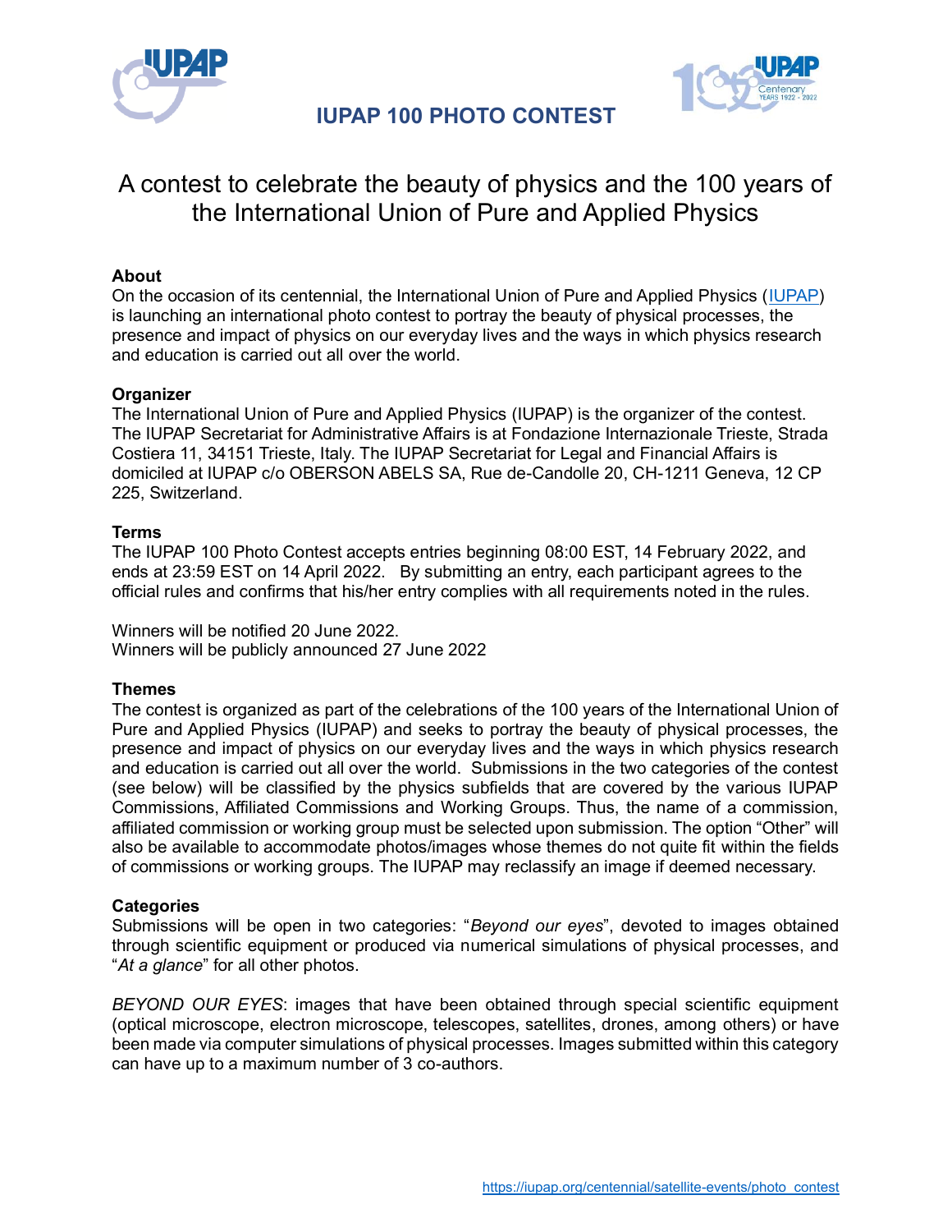# IUPAP 100 PHOTO CONTEST

## A contest to celebrate the beauty of physics and the 100 years of the International Union of Pure and Applied Physics

### About

On the occasion of its centennial, the International Union of Pure and Applied Physics (IUPAP) is launching an international photo contest to portray the beauty of physical processes, the presence and impact of physics on our everyday lives and the ways in which physics research and education is carried out all over the world.

### Organizer

The International Union of Pure and Applied Physics (IUPAP) is the organizer of the contest. The IUPAP Secretariat for Administrative Affairs is at Fondazione Internazionale Trieste, Strada Costiera 11, 34151 Trieste, Italy. The IUPAP Secretariat for Legal and Financial Affairs is domiciled at IUPAP c/o OBERSON ABELS SA, Rue de-Candolle 20, CH-1211 Geneva, 12 CP 225, Switzerland.

### Terms

The IUPAP 100 Photo Contest accepts entries beginning 08:00 EST, 14 February 2022, and ends at 23:59 EST on 14 April 2022. By submitting an entry, each participant agrees to the official rules and confirms that his/her entry complies with all requirements noted in the rules.

Winners will be notified 20 June 2022.
Winners will be publicly announced 27 June 2022

### Themes

The contest is organized as part of the celebrations of the 100 years of the International Union of Pure and Applied Physics (IUPAP) and seeks to portray the beauty of physical processes, the presence and impact of physics on our everyday lives and the ways in which physics research and education is carried out all over the world. Submissions in the two categories of the contest (see below) will be classified by the physics subfields that are covered by the various IUPAP Commissions, Affiliated Commissions and Working Groups. Thus, the name of a commission, affiliated commission or working group must be selected upon submission. The option "Other" will also be available to accommodate photos/images whose themes do not quite fit within the fields of commissions or working groups. The IUPAP may reclassify an image if deemed necessary.

### Categories

Submissions will be open in two categories: "*Beyond our eyes*", devoted to images obtained through scientific equipment or produced via numerical simulations of physical processes, and "*At a glance*" for all other photos.

*BEYOND OUR EYES*: images that have been obtained through special scientific equipment (optical microscope, electron microscope, telescopes, satellites, drones, among others) or have been made via computer simulations of physical processes. Images submitted within this category can have up to a maximum number of 3 co-authors.

https://iupap.org/centennial/satellite-events/photo_contest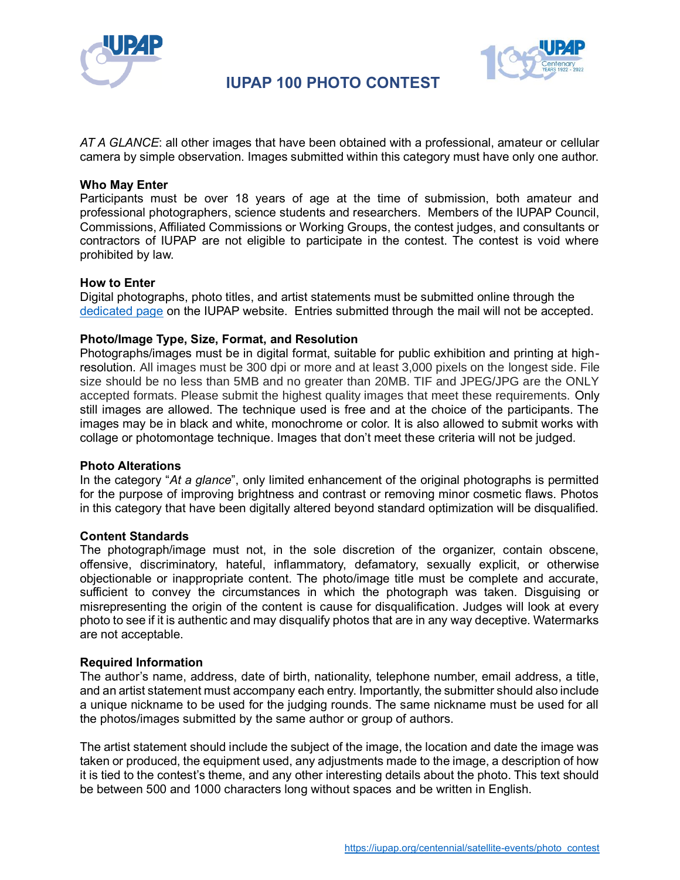*AT A GLANCE*: all other images that have been obtained with a professional, amateur or cellular camera by simple observation. Images submitted within this category must have only one author.

**Who May Enter**

Participants must be over 18 years of age at the time of submission, both amateur and professional photographers, science students and researchers. Members of the IUPAP Council, Commissions, Affiliated Commissions or Working Groups, the contest judges, and consultants or contractors of IUPAP are not eligible to participate in the contest. The contest is void where prohibited by law.

**How to Enter**

Digital photographs, photo titles, and artist statements must be submitted online through the dedicated page on the IUPAP website. Entries submitted through the mail will not be accepted.

**Photo/Image Type, Size, Format, and Resolution**

Photographs/images must be in digital format, suitable for public exhibition and printing at high-resolution. All images must be 300 dpi or more and at least 3,000 pixels on the longest side. File size should be no less than 5MB and no greater than 20MB. TIF and JPEG/JPG are the ONLY accepted formats. Please submit the highest quality images that meet these requirements. Only still images are allowed. The technique used is free and at the choice of the participants. The images may be in black and white, monochrome or color. It is also allowed to submit works with collage or photomontage technique. Images that don't meet these criteria will not be judged.

**Photo Alterations**

In the category "*At a glance*", only limited enhancement of the original photographs is permitted for the purpose of improving brightness and contrast or removing minor cosmetic flaws. Photos in this category that have been digitally altered beyond standard optimization will be disqualified.

**Content Standards**

The photograph/image must not, in the sole discretion of the organizer, contain obscene, offensive, discriminatory, hateful, inflammatory, defamatory, sexually explicit, or otherwise objectionable or inappropriate content. The photo/image title must be complete and accurate, sufficient to convey the circumstances in which the photograph was taken. Disguising or misrepresenting the origin of the content is cause for disqualification. Judges will look at every photo to see if it is authentic and may disqualify photos that are in any way deceptive. Watermarks are not acceptable.

**Required Information**

The author's name, address, date of birth, nationality, telephone number, email address, a title, and an artist statement must accompany each entry. Importantly, the submitter should also include a unique nickname to be used for the judging rounds. The same nickname must be used for all the photos/images submitted by the same author or group of authors.

The artist statement should include the subject of the image, the location and date the image was taken or produced, the equipment used, any adjustments made to the image, a description of how it is tied to the contest's theme, and any other interesting details about the photo. This text should be between 500 and 1000 characters long without spaces and be written in English.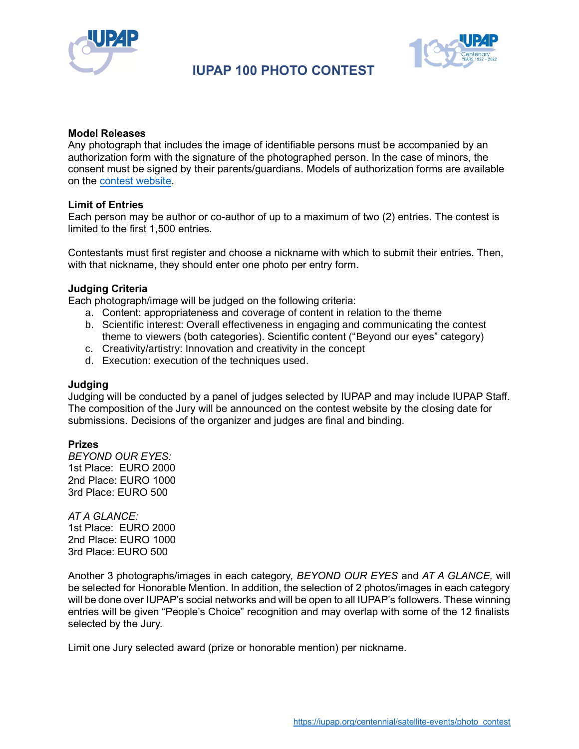# IUPAP 100 PHOTO CONTEST

**Model Releases**
Any photograph that includes the image of identifiable persons must be accompanied by an authorization form with the signature of the photographed person. In the case of minors, the consent must be signed by their parents/guardians. Models of authorization forms are available on the contest website.

**Limit of Entries**
Each person may be author or co-author of up to a maximum of two (2) entries. The contest is limited to the first 1,500 entries.

Contestants must first register and choose a nickname with which to submit their entries. Then, with that nickname, they should enter one photo per entry form.

**Judging Criteria**
Each photograph/image will be judged on the following criteria:

a. Content: appropriateness and coverage of content in relation to the theme
b. Scientific interest: Overall effectiveness in engaging and communicating the contest theme to viewers (both categories). Scientific content ("Beyond our eyes" category)
c. Creativity/artistry: Innovation and creativity in the concept
d. Execution: execution of the techniques used.

**Judging**
Judging will be conducted by a panel of judges selected by IUPAP and may include IUPAP Staff. The composition of the Jury will be announced on the contest website by the closing date for submissions. Decisions of the organizer and judges are final and binding.

**Prizes**
*BEYOND OUR EYES:*
1st Place: EURO 2000
2nd Place: EURO 1000
3rd Place: EURO 500

*AT A GLANCE:*
1st Place: EURO 2000
2nd Place: EURO 1000
3rd Place: EURO 500

Another 3 photographs/images in each category, *BEYOND OUR EYES* and *AT A GLANCE,* will be selected for Honorable Mention. In addition, the selection of 2 photos/images in each category will be done over IUPAP's social networks and will be open to all IUPAP's followers. These winning entries will be given "People's Choice" recognition and may overlap with some of the 12 finalists selected by the Jury.

Limit one Jury selected award (prize or honorable mention) per nickname.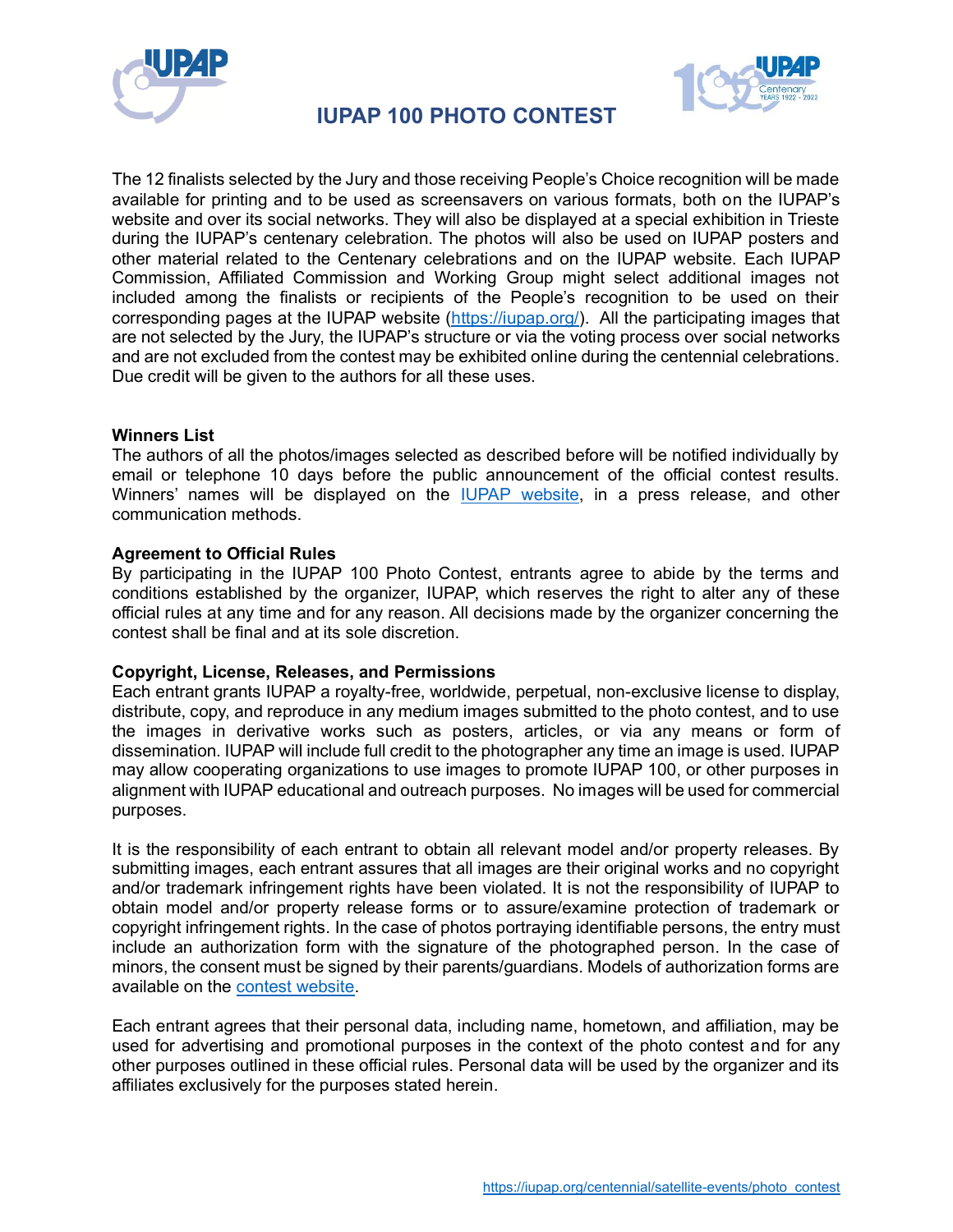The 12 finalists selected by the Jury and those receiving People's Choice recognition will be made available for printing and to be used as screensavers on various formats, both on the IUPAP's website and over its social networks. They will also be displayed at a special exhibition in Trieste during the IUPAP's centenary celebration. The photos will also be used on IUPAP posters and other material related to the Centenary celebrations and on the IUPAP website. Each IUPAP Commission, Affiliated Commission and Working Group might select additional images not included among the finalists or recipients of the People's recognition to be used on their corresponding pages at the IUPAP website ([https://iupap.org/](https://iupap.org/)). All the participating images that are not selected by the Jury, the IUPAP's structure or via the voting process over social networks and are not excluded from the contest may be exhibited online during the centennial celebrations. Due credit will be given to the authors for all these uses.

## Winners List

The authors of all the photos/images selected as described before will be notified individually by email or telephone 10 days before the public announcement of the official contest results. Winners' names will be displayed on the IUPAP website, in a press release, and other communication methods.

## Agreement to Official Rules

By participating in the IUPAP 100 Photo Contest, entrants agree to abide by the terms and conditions established by the organizer, IUPAP, which reserves the right to alter any of these official rules at any time and for any reason. All decisions made by the organizer concerning the contest shall be final and at its sole discretion.

## Copyright, License, Releases, and Permissions

Each entrant grants IUPAP a royalty-free, worldwide, perpetual, non-exclusive license to display, distribute, copy, and reproduce in any medium images submitted to the photo contest, and to use the images in derivative works such as posters, articles, or via any means or form of dissemination. IUPAP will include full credit to the photographer any time an image is used. IUPAP may allow cooperating organizations to use images to promote IUPAP 100, or other purposes in alignment with IUPAP educational and outreach purposes. No images will be used for commercial purposes.

It is the responsibility of each entrant to obtain all relevant model and/or property releases. By submitting images, each entrant assures that all images are their original works and no copyright and/or trademark infringement rights have been violated. It is not the responsibility of IUPAP to obtain model and/or property release forms or to assure/examine protection of trademark or copyright infringement rights. In the case of photos portraying identifiable persons, the entry must include an authorization form with the signature of the photographed person. In the case of minors, the consent must be signed by their parents/guardians. Models of authorization forms are available on the contest website.

Each entrant agrees that their personal data, including name, hometown, and affiliation, may be used for advertising and promotional purposes in the context of the photo contest and for any other purposes outlined in these official rules. Personal data will be used by the organizer and its affiliates exclusively for the purposes stated herein.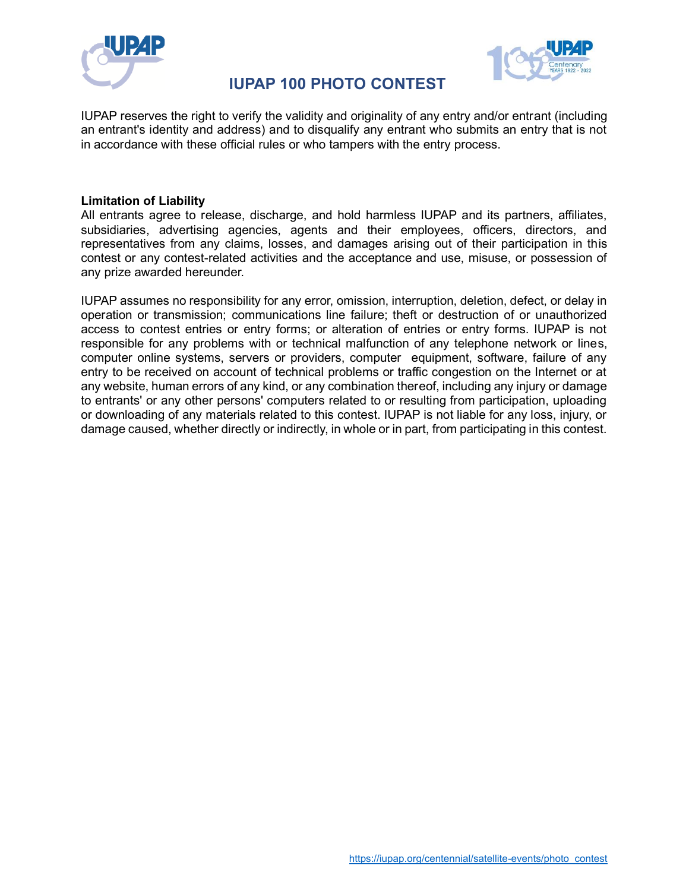IUPAP reserves the right to verify the validity and originality of any entry and/or entrant (including an entrant's identity and address) and to disqualify any entrant who submits an entry that is not in accordance with these official rules or who tampers with the entry process.

**Limitation of Liability**

All entrants agree to release, discharge, and hold harmless IUPAP and its partners, affiliates, subsidiaries, advertising agencies, agents and their employees, officers, directors, and representatives from any claims, losses, and damages arising out of their participation in this contest or any contest-related activities and the acceptance and use, misuse, or possession of any prize awarded hereunder.

IUPAP assumes no responsibility for any error, omission, interruption, deletion, defect, or delay in operation or transmission; communications line failure; theft or destruction of or unauthorized access to contest entries or entry forms; or alteration of entries or entry forms. IUPAP is not responsible for any problems with or technical malfunction of any telephone network or lines, computer online systems, servers or providers, computer equipment, software, failure of any entry to be received on account of technical problems or traffic congestion on the Internet or at any website, human errors of any kind, or any combination thereof, including any injury or damage to entrants' or any other persons' computers related to or resulting from participation, uploading or downloading of any materials related to this contest. IUPAP is not liable for any loss, injury, or damage caused, whether directly or indirectly, in whole or in part, from participating in this contest.